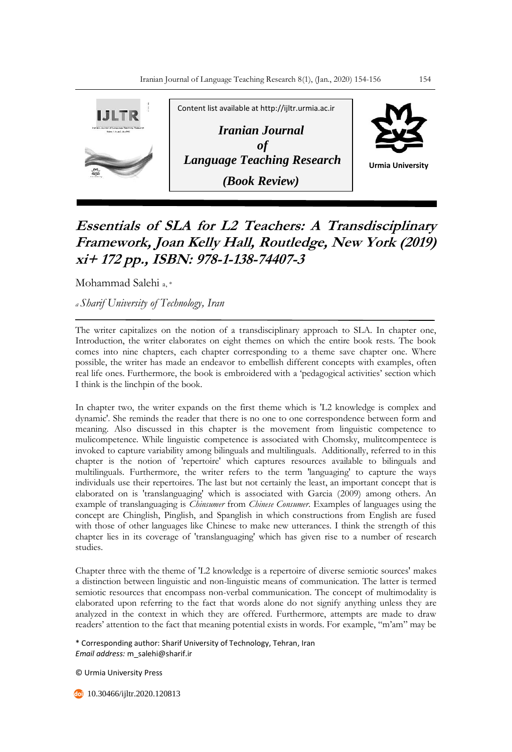Content list available at http://ijltr.urmia.ac.ir

***Iranian Journal of Language Teaching Research***

***(Book Review)***

Urmia University

# *Essentials of SLA for L2 Teachers: A Transdisciplinary Framework, Joan Kelly Hall, Routledge, New York (2019) xi+ 172 pp., ISBN: 978-1-138-74407-3*

Mohammad Salehi [a, *]

[a] *Sharif University of Technology, Iran*

---

The writer capitalizes on the notion of a transdisciplinary approach to SLA. In chapter one, Introduction, the writer elaborates on eight themes on which the entire book rests. The book comes into nine chapters, each chapter corresponding to a theme save chapter one. Where possible, the writer has made an endeavor to embellish different concepts with examples, often real life ones. Furthermore, the book is embroidered with a 'pedagogical activities' section which I think is the linchpin of the book.

In chapter two, the writer expands on the first theme which is 'L2 knowledge is complex and dynamic'. She reminds the reader that there is no one to one correspondence between form and meaning. Also discussed in this chapter is the movement from linguistic competence to mulicompetence. While linguistic competence is associated with Chomsky, mulitcompentece is invoked to capture variability among bilinguals and multilinguals. Additionally, referred to in this chapter is the notion of 'repertoire' which captures resources available to bilinguals and multilinguals. Furthermore, the writer refers to the term 'languaging' to capture the ways individuals use their repertoires. The last but not certainly the least, an important concept that is elaborated on is 'translanguaging' which is associated with Garcia (2009) among others. An example of translanguaging is *Chinsumer* from *Chinese Consumer*. Examples of languages using the concept are Chinglish, Pinglish, and Spanglish in which constructions from English are fused with those of other languages like Chinese to make new utterances. I think the strength of this chapter lies in its coverage of 'translanguaging' which has given rise to a number of research studies.

Chapter three with the theme of 'L2 knowledge is a repertoire of diverse semiotic sources' makes a distinction between linguistic and non-linguistic means of communication. The latter is termed semiotic resources that encompass non-verbal communication. The concept of multimodality is elaborated upon referring to the fact that words alone do not signify anything unless they are analyzed in the context in which they are offered. Furthermore, attempts are made to draw readers' attention to the fact that meaning potential exists in words. For example, "m'am" may be

\* Corresponding author: Sharif University of Technology, Tehran, Iran
*Email address:* m_salehi@sharif.ir

© Urmia University Press

10.30466/ijltr.2020.120813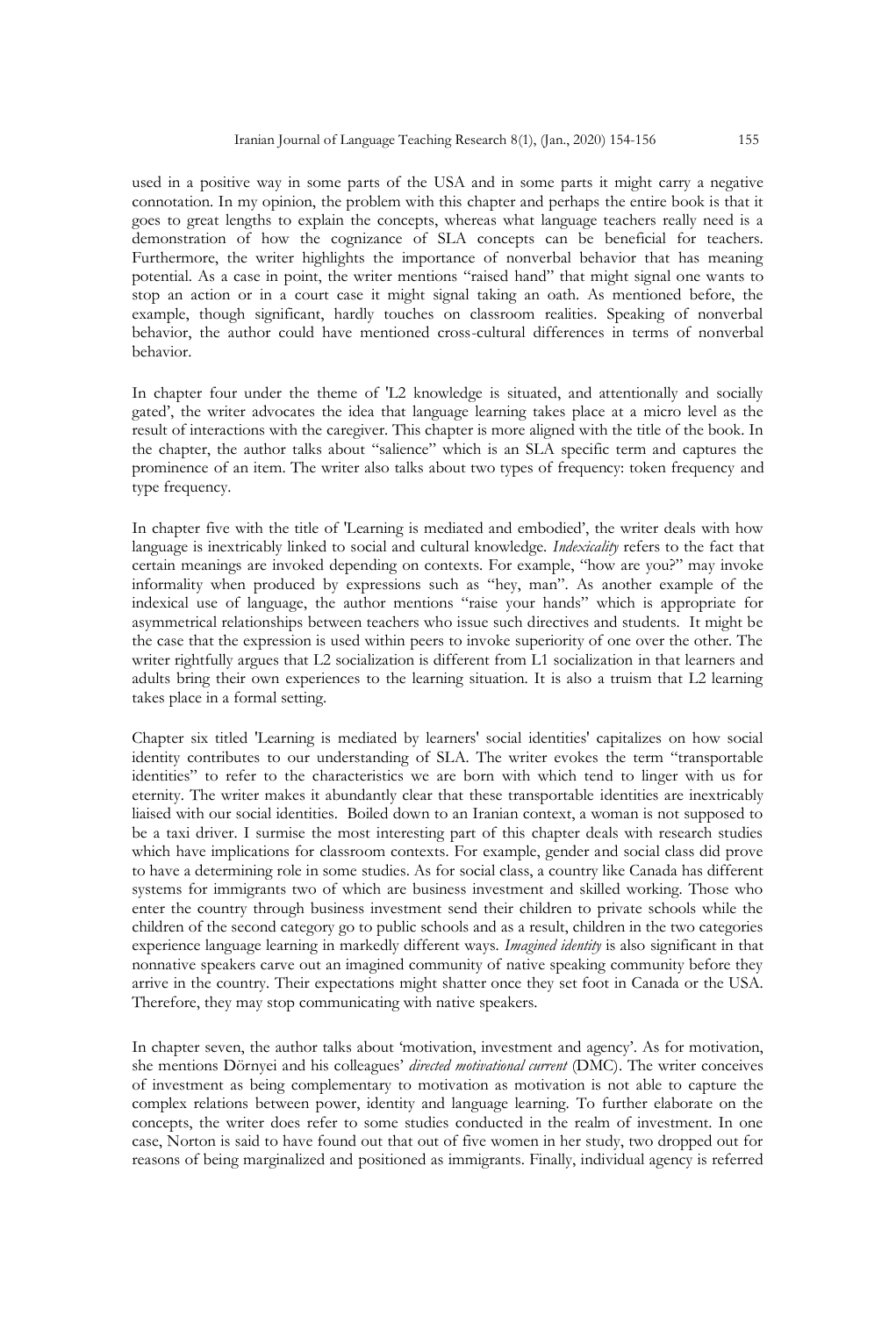used in a positive way in some parts of the USA and in some parts it might carry a negative connotation. In my opinion, the problem with this chapter and perhaps the entire book is that it goes to great lengths to explain the concepts, whereas what language teachers really need is a demonstration of how the cognizance of SLA concepts can be beneficial for teachers. Furthermore, the writer highlights the importance of nonverbal behavior that has meaning potential. As a case in point, the writer mentions "raised hand" that might signal one wants to stop an action or in a court case it might signal taking an oath. As mentioned before, the example, though significant, hardly touches on classroom realities. Speaking of nonverbal behavior, the author could have mentioned cross-cultural differences in terms of nonverbal behavior.

In chapter four under the theme of 'L2 knowledge is situated, and attentionally and socially gated', the writer advocates the idea that language learning takes place at a micro level as the result of interactions with the caregiver. This chapter is more aligned with the title of the book. In the chapter, the author talks about "salience" which is an SLA specific term and captures the prominence of an item. The writer also talks about two types of frequency: token frequency and type frequency.

In chapter five with the title of 'Learning is mediated and embodied', the writer deals with how language is inextricably linked to social and cultural knowledge. *Indexicality* refers to the fact that certain meanings are invoked depending on contexts. For example, "how are you?" may invoke informality when produced by expressions such as "hey, man". As another example of the indexical use of language, the author mentions "raise your hands" which is appropriate for asymmetrical relationships between teachers who issue such directives and students. It might be the case that the expression is used within peers to invoke superiority of one over the other. The writer rightfully argues that L2 socialization is different from L1 socialization in that learners and adults bring their own experiences to the learning situation. It is also a truism that L2 learning takes place in a formal setting.

Chapter six titled 'Learning is mediated by learners' social identities' capitalizes on how social identity contributes to our understanding of SLA. The writer evokes the term "transportable identities" to refer to the characteristics we are born with which tend to linger with us for eternity. The writer makes it abundantly clear that these transportable identities are inextricably liaised with our social identities. Boiled down to an Iranian context, a woman is not supposed to be a taxi driver. I surmise the most interesting part of this chapter deals with research studies which have implications for classroom contexts. For example, gender and social class did prove to have a determining role in some studies. As for social class, a country like Canada has different systems for immigrants two of which are business investment and skilled working. Those who enter the country through business investment send their children to private schools while the children of the second category go to public schools and as a result, children in the two categories experience language learning in markedly different ways. *Imagined identity* is also significant in that nonnative speakers carve out an imagined community of native speaking community before they arrive in the country. Their expectations might shatter once they set foot in Canada or the USA. Therefore, they may stop communicating with native speakers.

In chapter seven, the author talks about 'motivation, investment and agency'. As for motivation, she mentions Dörnyei and his colleagues' *directed motivational current* (DMC). The writer conceives of investment as being complementary to motivation as motivation is not able to capture the complex relations between power, identity and language learning. To further elaborate on the concepts, the writer does refer to some studies conducted in the realm of investment. In one case, Norton is said to have found out that out of five women in her study, two dropped out for reasons of being marginalized and positioned as immigrants. Finally, individual agency is referred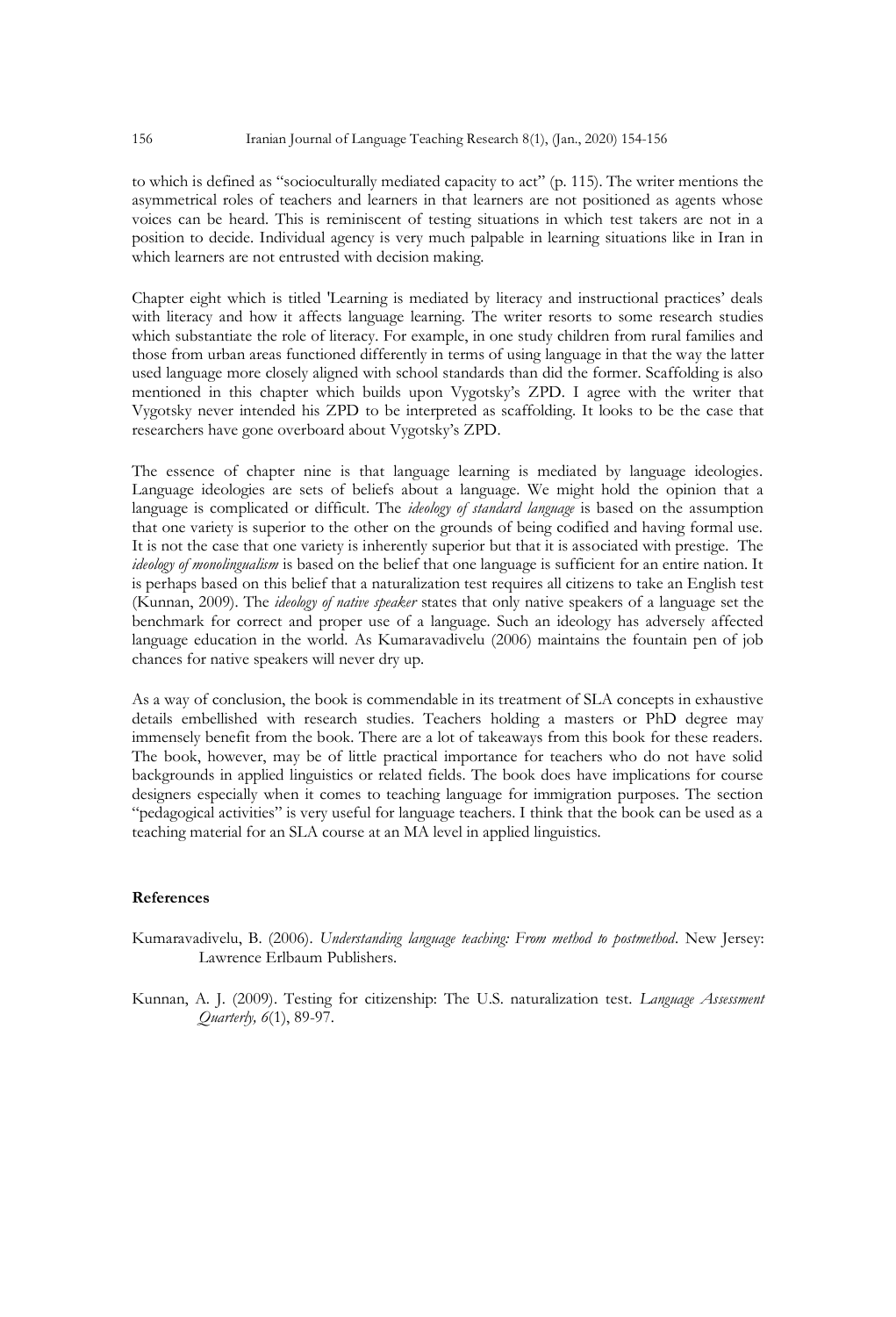to which is defined as "socioculturally mediated capacity to act" (p. 115). The writer mentions the asymmetrical roles of teachers and learners in that learners are not positioned as agents whose voices can be heard. This is reminiscent of testing situations in which test takers are not in a position to decide. Individual agency is very much palpable in learning situations like in Iran in which learners are not entrusted with decision making.

Chapter eight which is titled 'Learning is mediated by literacy and instructional practices' deals with literacy and how it affects language learning. The writer resorts to some research studies which substantiate the role of literacy. For example, in one study children from rural families and those from urban areas functioned differently in terms of using language in that the way the latter used language more closely aligned with school standards than did the former. Scaffolding is also mentioned in this chapter which builds upon Vygotsky's ZPD. I agree with the writer that Vygotsky never intended his ZPD to be interpreted as scaffolding. It looks to be the case that researchers have gone overboard about Vygotsky's ZPD.

The essence of chapter nine is that language learning is mediated by language ideologies. Language ideologies are sets of beliefs about a language. We might hold the opinion that a language is complicated or difficult. The *ideology of standard language* is based on the assumption that one variety is superior to the other on the grounds of being codified and having formal use. It is not the case that one variety is inherently superior but that it is associated with prestige. The *ideology of monolingualism* is based on the belief that one language is sufficient for an entire nation. It is perhaps based on this belief that a naturalization test requires all citizens to take an English test (Kunnan, 2009). The *ideology of native speaker* states that only native speakers of a language set the benchmark for correct and proper use of a language. Such an ideology has adversely affected language education in the world. As Kumaravadivelu (2006) maintains the fountain pen of job chances for native speakers will never dry up.

As a way of conclusion, the book is commendable in its treatment of SLA concepts in exhaustive details embellished with research studies. Teachers holding a masters or PhD degree may immensely benefit from the book. There are a lot of takeaways from this book for these readers. The book, however, may be of little practical importance for teachers who do not have solid backgrounds in applied linguistics or related fields. The book does have implications for course designers especially when it comes to teaching language for immigration purposes. The section "pedagogical activities" is very useful for language teachers. I think that the book can be used as a teaching material for an SLA course at an MA level in applied linguistics.

**References**

Kumaravadivelu, B. (2006). *Understanding language teaching: From method to postmethod*. New Jersey: Lawrence Erlbaum Publishers.

Kunnan, A. J. (2009). Testing for citizenship: The U.S. naturalization test. *Language Assessment Quarterly, 6*(1), 89-97.